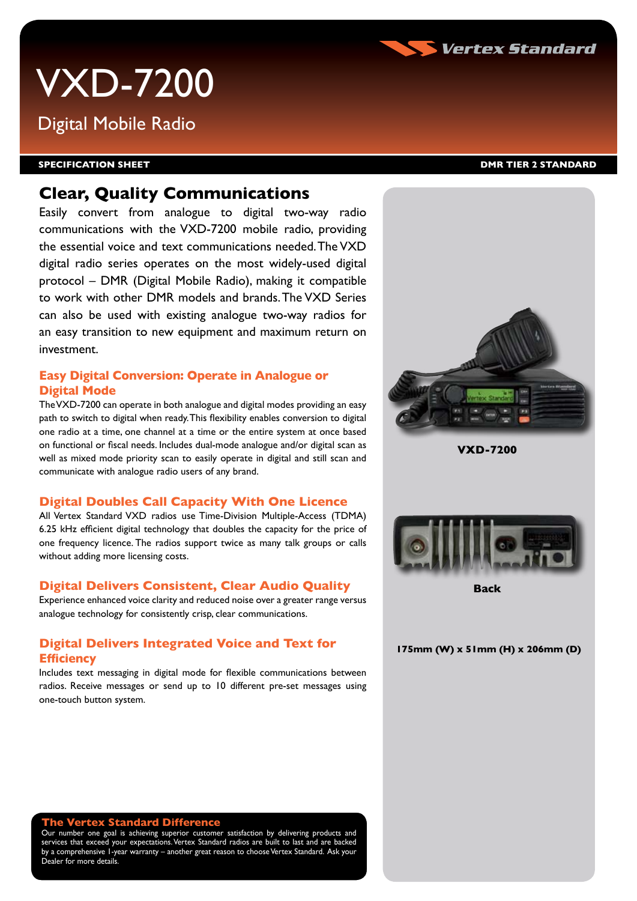# VXD-7200

## Digital Mobile Radio

**SPECIFICATION SHEET** — **DMR TIER 2 STANDARD**

## Clear, Quality Communications

Easily convert from analogue to digital two-way radio communications with the VXD-7200 mobile radio, providing the essential voice and text communications needed. The VXD digital radio series operates on the most widely-used digital protocol – DMR (Digital Mobile Radio), making it compatible to work with other DMR models and brands. The VXD Series can also be used with existing analogue two-way radios for an easy transition to new equipment and maximum return on investment.

### Easy Digital Conversion: Operate in Analogue or Digital Mode

The VXD-7200 can operate in both analogue and digital modes providing an easy path to switch to digital when ready. This flexibility enables conversion to digital one radio at a time, one channel at a time or the entire system at once based on functional or fiscal needs. Includes dual-mode analogue and/or digital scan as well as mixed mode priority scan to easily operate in digital and still scan and communicate with analogue radio users of any brand.

### Digital Doubles Call Capacity With One Licence

All Vertex Standard VXD radios use Time-Division Multiple-Access (TDMA) 6.25 kHz efficient digital technology that doubles the capacity for the price of one frequency licence. The radios support twice as many talk groups or calls without adding more licensing costs.

### Digital Delivers Consistent, Clear Audio Quality

Experience enhanced voice clarity and reduced noise over a greater range versus analogue technology for consistently crisp, clear communications.

### Digital Delivers Integrated Voice and Text for Efficiency

Includes text messaging in digital mode for flexible communications between radios. Receive messages or send up to 10 different pre-set messages using one-touch button system.

**VXD-7200**

**Back**

**175mm (W) x 51mm (H) x 206mm (D)**

### The Vertex Standard Difference

Our number one goal is achieving superior customer satisfaction by delivering products and services that exceed your expectations. Vertex Standard radios are built to last and are backed by a comprehensive 1-year warranty – another great reason to choose Vertex Standard. Ask your Dealer for more details.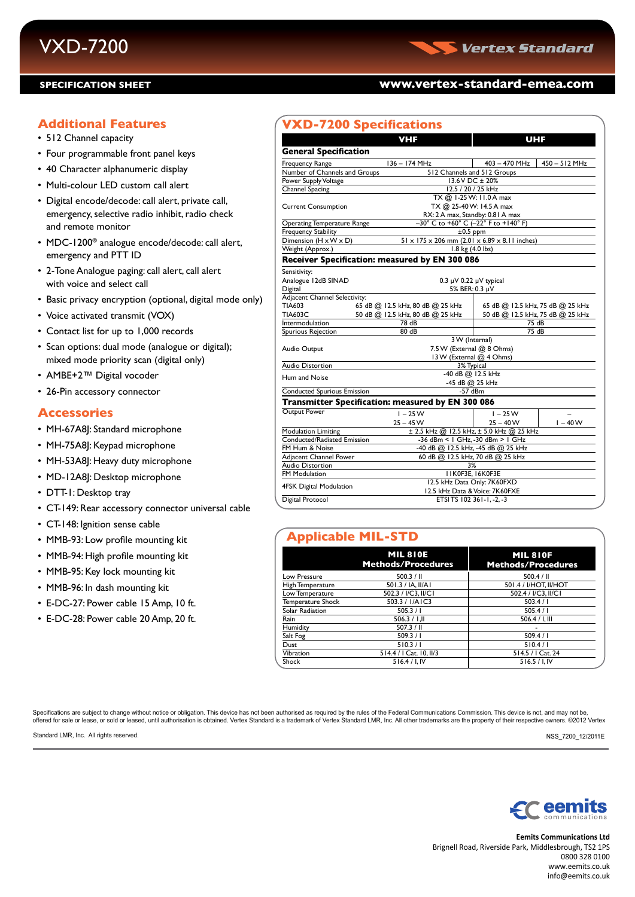# VXD-7200

Vertex Standard

**SPECIFICATION SHEET** www.vertex-standard-emea.com

## Additional Features

- 512 Channel capacity
- Four programmable front panel keys
- 40 Character alphanumeric display
- Multi-colour LED custom call alert
- Digital encode/decode: call alert, private call, emergency, selective radio inhibit, radio check and remote monitor
- MDC-1200® analogue encode/decode: call alert, emergency and PTT ID
- 2-Tone Analogue paging: call alert, call alert with voice and select call
- Basic privacy encryption (optional, digital mode only)
- Voice activated transmit (VOX)
- Contact list for up to 1,000 records
- Scan options: dual mode (analogue or digital); mixed mode priority scan (digital only)
- AMBE+2™ Digital vocoder
- 26-Pin accessory connector

## Accessories

- MH-67A8J: Standard microphone
- MH-75A8J: Keypad microphone
- MH-53A8J: Heavy duty microphone
- MD-12A8J: Desktop microphone
- DTT-1: Desktop tray
- CT-149: Rear accessory connector universal cable
- CT-148: Ignition sense cable
- MMB-93: Low profile mounting kit
- MMB-94: High profile mounting kit
- MMB-95: Key lock mounting kit
- MMB-96: In dash mounting kit
- E-DC-27: Power cable 15 Amp, 10 ft.
- E-DC-28: Power cable 20 Amp, 20 ft.

## VXD-7200 Specifications

| | VHF | UHF | |
|---|---|---|---|
| **General Specification** | | | |
| Frequency Range | 136 – 174 MHz | 403 – 470 MHz | 450 – 512 MHz |
| Number of Channels and Groups | 512 Channels and 512 Groups | | |
| Power Supply Voltage | 13.6V DC ± 20% | | |
| Channel Spacing | 12.5 / 20 / 25 kHz | | |
| Current Consumption | TX @ 1-25 W: 11.0 A max<br>TX @ 25-40 W: 14.5 A max<br>RX: 2 A max, Standby: 0.81 A max | | |
| Operating Temperature Range | –30° C to +60° C (–22° F to +140° F) | | |
| Frequency Stability | ±0.5 ppm | | |
| Dimension (H x W x D) | 51 x 175 x 206 mm (2.01 x 6.89 x 8.11 inches) | | |
| Weight (Approx.) | 1.8 kg (4.0 lbs) | | |
| **Receiver Specification: measured by EN 300 086** | | | |
| Sensitivity: | | | |
| Analogue 12dB SINAD | 0.3 µV 0.22 µV typical | | |
| Digital | 5% BER: 0.3 µV | | |
| Adjacent Channel Selectivity: | | | |
| TIA603 | 65 dB @ 12.5 kHz, 80 dB @ 25 kHz | 65 dB @ 12.5 kHz, 75 dB @ 25 kHz | |
| TIA603C | 50 dB @ 12.5 kHz, 80 dB @ 25 kHz | 50 dB @ 12.5 kHz, 75 dB @ 25 kHz | |
| Intermodulation | 78 dB | 75 dB | |
| Spurious Rejection | 80 dB | 75 dB | |
| Audio Output | 3 W (Internal)<br>7.5 W (External @ 8 Ohms)<br>13 W (External @ 4 Ohms) | | |
| Audio Distortion | 3% Typical | | |
| Hum and Noise | -40 dB @ 12.5 kHz<br>-45 dB @ 25 kHz | | |
| Conducted Spurious Emission | -57 dBm | | |
| **Transmitter Specification: measured by EN 300 086** | | | |
| Output Power | 1 – 25 W<br>25 – 45 W | 1 – 25 W<br>25 – 40 W | –<br>1 – 40 W |
| Modulation Limiting | ± 2.5 kHz @ 12.5 kHz, ± 5.0 kHz @ 25 kHz | | |
| Conducted/Radiated Emission | -36 dBm < 1 GHz, -30 dBm > 1 GHz | | |
| FM Hum & Noise | -40 dB @ 12.5 kHz, -45 dB @ 25 kHz | | |
| Adjacent Channel Power | 60 dB @ 12.5 kHz, 70 dB @ 25 kHz | | |
| Audio Distortion | 3% | | |
| FM Modulation | 11K0F3E, 16K0F3E | | |
| 4FSK Digital Modulation | 12.5 kHz Data Only: 7K60FXD<br>12.5 kHz Data & Voice: 7K60FXE | | |
| Digital Protocol | ETSI TS 102 361-1, -2, -3 | | |

## Applicable MIL-STD

| | MIL 810E Methods/Procedures | MIL 810F Methods/Procedures |
|---|---|---|
| Low Pressure | 500.3 / II | 500.4 / II |
| High Temperature | 501.3 / IA, II/A1 | 501.4 / I/HOT, II/HOT |
| Low Temperature | 502.3 / I/C3, II/C1 | 502.4 / I/C3, II/C1 |
| Temperature Shock | 503.3 / I/A1C3 | 503.4 / I |
| Solar Radiation | 505.3 / I | 505.4 / I |
| Rain | 506.3 / I,II | 506.4 / I, III |
| Humidity | 507.3 / II | - |
| Salt Fog | 509.3 / I | 509.4 / I |
| Dust | 510.3 / I | 510.4 / I |
| Vibration | 514.4 / I Cat. 10, II/3 | 514.5 / I Cat. 24 |
| Shock | 516.4 / I, IV | 516.5 / I, IV |

Specifications are subject to change without notice or obligation. This device has not been authorised as required by the rules of the Federal Communications Commission. This device is not, and may not be, offered for sale or lease, or sold or leased, until authorisation is obtained. Vertex Standard is a trademark of Vertex Standard LMR, Inc. All other trademarks are the property of their respective owners. ©2012 Vertex Standard LMR, Inc. All rights reserved.

NSS_7200_12/2011E

eemits communications

**Eemits Communications Ltd**
Brignell Road, Riverside Park, Middlesbrough, TS2 1PS
0800 328 0100
www.eemits.co.uk
info@eemits.co.uk